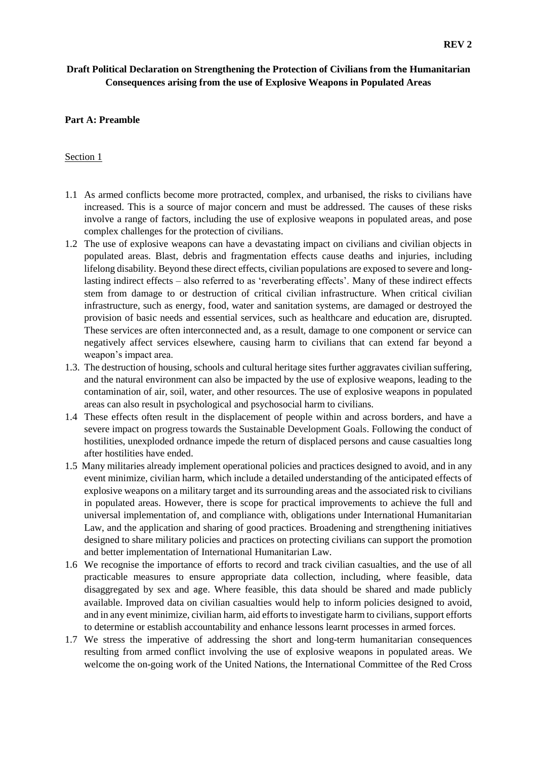**REV 2**

# Draft Political Declaration on Strengthening the Protection of Civilians from the Humanitarian Consequences arising from the use of Explosive Weapons in Populated Areas

## Part A: Preamble

### Section 1

1.1 As armed conflicts become more protracted, complex, and urbanised, the risks to civilians have increased. This is a source of major concern and must be addressed. The causes of these risks involve a range of factors, including the use of explosive weapons in populated areas, and pose complex challenges for the protection of civilians.

1.2 The use of explosive weapons can have a devastating impact on civilians and civilian objects in populated areas. Blast, debris and fragmentation effects cause deaths and injuries, including lifelong disability. Beyond these direct effects, civilian populations are exposed to severe and long-lasting indirect effects – also referred to as 'reverberating effects'. Many of these indirect effects stem from damage to or destruction of critical civilian infrastructure. When critical civilian infrastructure, such as energy, food, water and sanitation systems, are damaged or destroyed the provision of basic needs and essential services, such as healthcare and education are, disrupted. These services are often interconnected and, as a result, damage to one component or service can negatively affect services elsewhere, causing harm to civilians that can extend far beyond a weapon's impact area.

1.3. The destruction of housing, schools and cultural heritage sites further aggravates civilian suffering, and the natural environment can also be impacted by the use of explosive weapons, leading to the contamination of air, soil, water, and other resources. The use of explosive weapons in populated areas can also result in psychological and psychosocial harm to civilians.

1.4 These effects often result in the displacement of people within and across borders, and have a severe impact on progress towards the Sustainable Development Goals. Following the conduct of hostilities, unexploded ordnance impede the return of displaced persons and cause casualties long after hostilities have ended.

1.5 Many militaries already implement operational policies and practices designed to avoid, and in any event minimize, civilian harm, which include a detailed understanding of the anticipated effects of explosive weapons on a military target and its surrounding areas and the associated risk to civilians in populated areas. However, there is scope for practical improvements to achieve the full and universal implementation of, and compliance with, obligations under International Humanitarian Law, and the application and sharing of good practices. Broadening and strengthening initiatives designed to share military policies and practices on protecting civilians can support the promotion and better implementation of International Humanitarian Law.

1.6 We recognise the importance of efforts to record and track civilian casualties, and the use of all practicable measures to ensure appropriate data collection, including, where feasible, data disaggregated by sex and age. Where feasible, this data should be shared and made publicly available. Improved data on civilian casualties would help to inform policies designed to avoid, and in any event minimize, civilian harm, aid efforts to investigate harm to civilians, support efforts to determine or establish accountability and enhance lessons learnt processes in armed forces.

1.7 We stress the imperative of addressing the short and long-term humanitarian consequences resulting from armed conflict involving the use of explosive weapons in populated areas. We welcome the on-going work of the United Nations, the International Committee of the Red Cross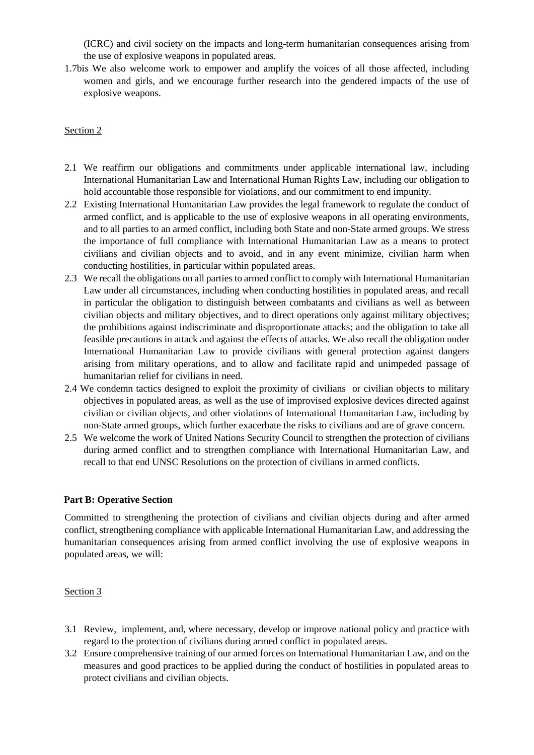(ICRC) and civil society on the impacts and long-term humanitarian consequences arising from the use of explosive weapons in populated areas.

1.7bis We also welcome work to empower and amplify the voices of all those affected, including women and girls, and we encourage further research into the gendered impacts of the use of explosive weapons.

Section 2

2.1 We reaffirm our obligations and commitments under applicable international law, including International Humanitarian Law and International Human Rights Law, including our obligation to hold accountable those responsible for violations, and our commitment to end impunity.

2.2 Existing International Humanitarian Law provides the legal framework to regulate the conduct of armed conflict, and is applicable to the use of explosive weapons in all operating environments, and to all parties to an armed conflict, including both State and non-State armed groups. We stress the importance of full compliance with International Humanitarian Law as a means to protect civilians and civilian objects and to avoid, and in any event minimize, civilian harm when conducting hostilities, in particular within populated areas.

2.3 We recall the obligations on all parties to armed conflict to comply with International Humanitarian Law under all circumstances, including when conducting hostilities in populated areas, and recall in particular the obligation to distinguish between combatants and civilians as well as between civilian objects and military objectives, and to direct operations only against military objectives; the prohibitions against indiscriminate and disproportionate attacks; and the obligation to take all feasible precautions in attack and against the effects of attacks. We also recall the obligation under International Humanitarian Law to provide civilians with general protection against dangers arising from military operations, and to allow and facilitate rapid and unimpeded passage of humanitarian relief for civilians in need.

2.4 We condemn tactics designed to exploit the proximity of civilians or civilian objects to military objectives in populated areas, as well as the use of improvised explosive devices directed against civilian or civilian objects, and other violations of International Humanitarian Law, including by non-State armed groups, which further exacerbate the risks to civilians and are of grave concern.

2.5 We welcome the work of United Nations Security Council to strengthen the protection of civilians during armed conflict and to strengthen compliance with International Humanitarian Law, and recall to that end UNSC Resolutions on the protection of civilians in armed conflicts.

**Part B: Operative Section**

Committed to strengthening the protection of civilians and civilian objects during and after armed conflict, strengthening compliance with applicable International Humanitarian Law, and addressing the humanitarian consequences arising from armed conflict involving the use of explosive weapons in populated areas, we will:

Section 3

3.1 Review, implement, and, where necessary, develop or improve national policy and practice with regard to the protection of civilians during armed conflict in populated areas.

3.2 Ensure comprehensive training of our armed forces on International Humanitarian Law, and on the measures and good practices to be applied during the conduct of hostilities in populated areas to protect civilians and civilian objects.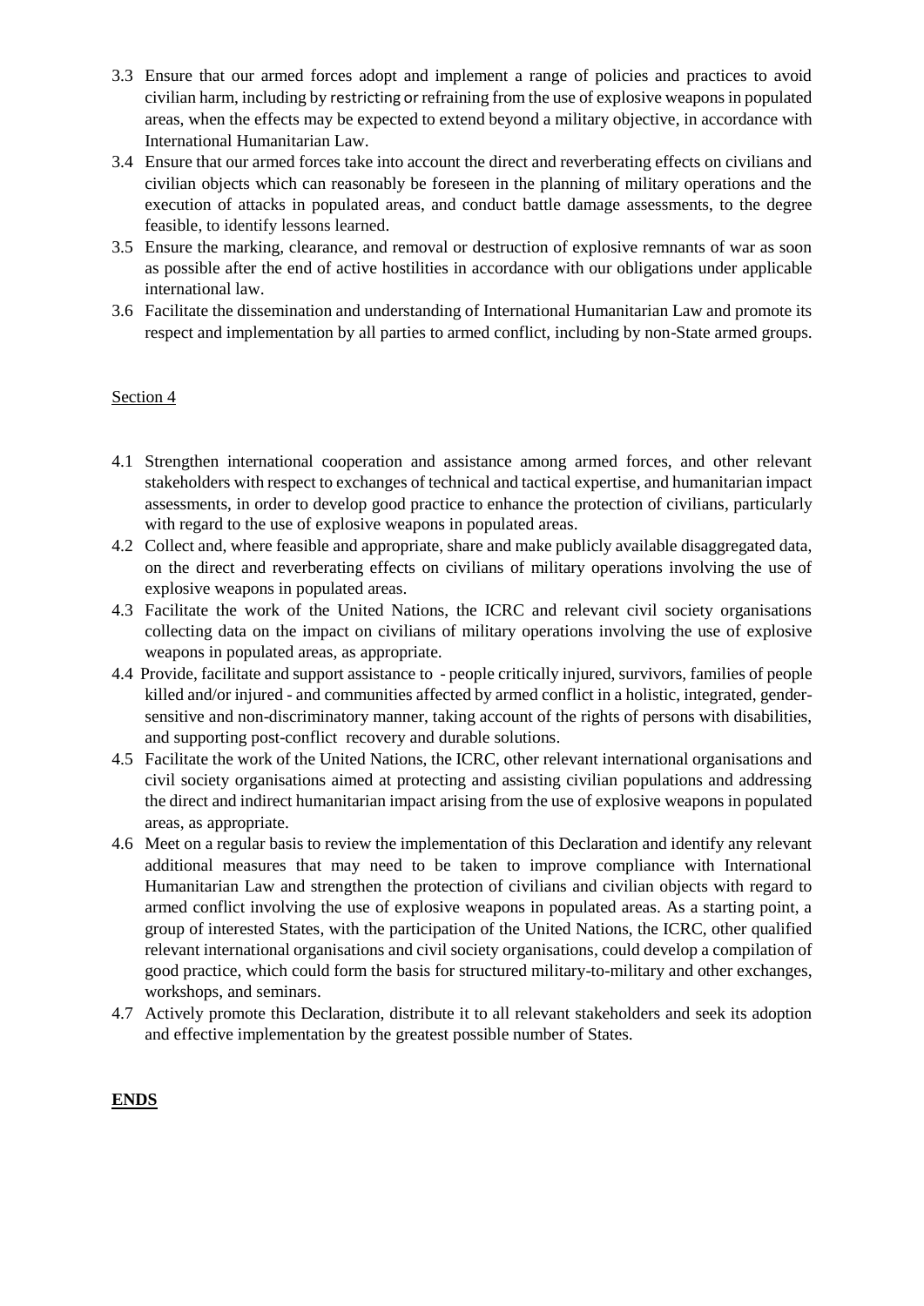3.3 Ensure that our armed forces adopt and implement a range of policies and practices to avoid civilian harm, including by restricting or refraining from the use of explosive weapons in populated areas, when the effects may be expected to extend beyond a military objective, in accordance with International Humanitarian Law.

3.4 Ensure that our armed forces take into account the direct and reverberating effects on civilians and civilian objects which can reasonably be foreseen in the planning of military operations and the execution of attacks in populated areas, and conduct battle damage assessments, to the degree feasible, to identify lessons learned.

3.5 Ensure the marking, clearance, and removal or destruction of explosive remnants of war as soon as possible after the end of active hostilities in accordance with our obligations under applicable international law.

3.6 Facilitate the dissemination and understanding of International Humanitarian Law and promote its respect and implementation by all parties to armed conflict, including by non-State armed groups.

Section 4

4.1 Strengthen international cooperation and assistance among armed forces, and other relevant stakeholders with respect to exchanges of technical and tactical expertise, and humanitarian impact assessments, in order to develop good practice to enhance the protection of civilians, particularly with regard to the use of explosive weapons in populated areas.

4.2 Collect and, where feasible and appropriate, share and make publicly available disaggregated data, on the direct and reverberating effects on civilians of military operations involving the use of explosive weapons in populated areas.

4.3 Facilitate the work of the United Nations, the ICRC and relevant civil society organisations collecting data on the impact on civilians of military operations involving the use of explosive weapons in populated areas, as appropriate.

4.4 Provide, facilitate and support assistance to - people critically injured, survivors, families of people killed and/or injured - and communities affected by armed conflict in a holistic, integrated, gender-sensitive and non-discriminatory manner, taking account of the rights of persons with disabilities, and supporting post-conflict recovery and durable solutions.

4.5 Facilitate the work of the United Nations, the ICRC, other relevant international organisations and civil society organisations aimed at protecting and assisting civilian populations and addressing the direct and indirect humanitarian impact arising from the use of explosive weapons in populated areas, as appropriate.

4.6 Meet on a regular basis to review the implementation of this Declaration and identify any relevant additional measures that may need to be taken to improve compliance with International Humanitarian Law and strengthen the protection of civilians and civilian objects with regard to armed conflict involving the use of explosive weapons in populated areas. As a starting point, a group of interested States, with the participation of the United Nations, the ICRC, other qualified relevant international organisations and civil society organisations, could develop a compilation of good practice, which could form the basis for structured military-to-military and other exchanges, workshops, and seminars.

4.7 Actively promote this Declaration, distribute it to all relevant stakeholders and seek its adoption and effective implementation by the greatest possible number of States.

**ENDS**